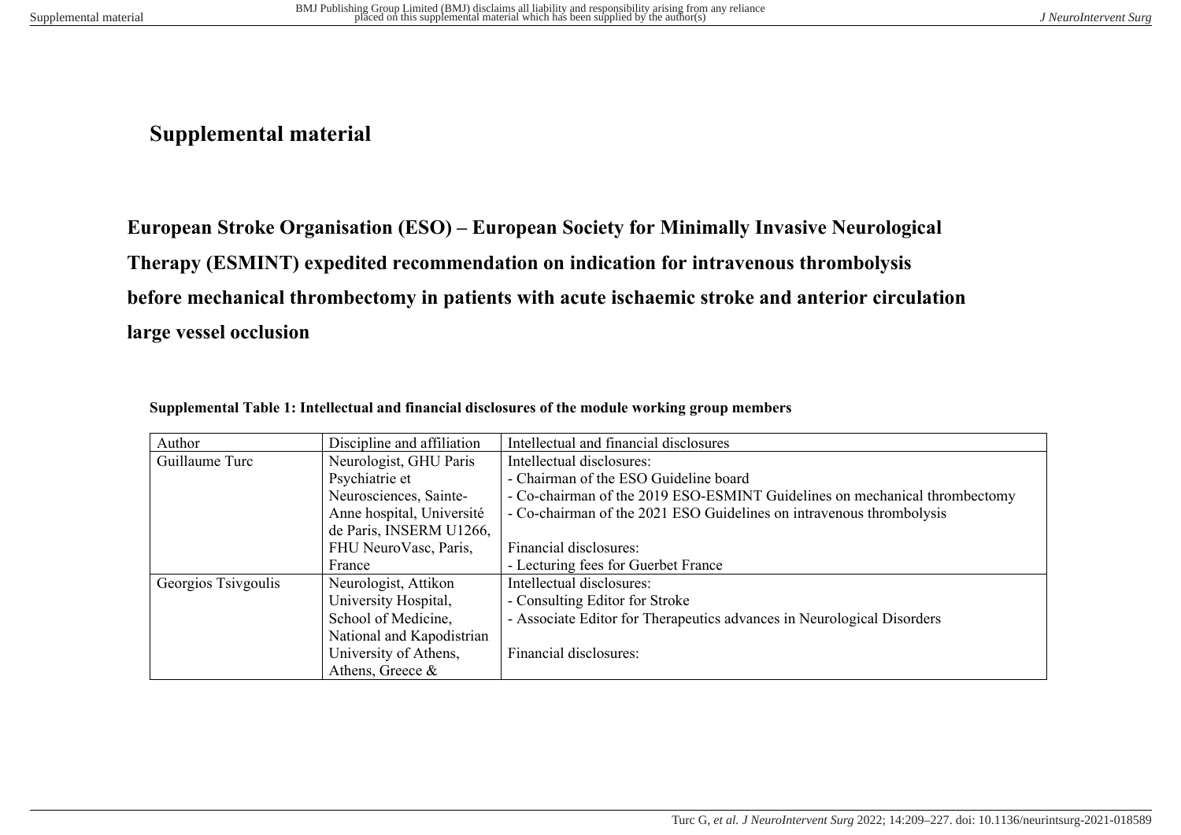# Supplemental material

## European Stroke Organisation (ESO) – European Society for Minimally Invasive Neurological Therapy (ESMINT) expedited recommendation on indication for intravenous thrombolysis before mechanical thrombectomy in patients with acute ischaemic stroke and anterior circulation large vessel occlusion

**Supplemental Table 1: Intellectual and financial disclosures of the module working group members**

| Author | Discipline and affiliation | Intellectual and financial disclosures |
|---|---|---|
| Guillaume Turc | Neurologist, GHU Paris Psychiatrie et Neurosciences, Sainte-Anne hospital, Université de Paris, INSERM U1266, FHU NeuroVasc, Paris, France | Intellectual disclosures:<br>- Chairman of the ESO Guideline board<br>- Co-chairman of the 2019 ESO-ESMINT Guidelines on mechanical thrombectomy<br>- Co-chairman of the 2021 ESO Guidelines on intravenous thrombolysis<br><br>Financial disclosures:<br>- Lecturing fees for Guerbet France |
| Georgios Tsivgoulis | Neurologist, Attikon University Hospital, School of Medicine, National and Kapodistrian University of Athens, Athens, Greece & | Intellectual disclosures:<br>- Consulting Editor for Stroke<br>- Associate Editor for Therapeutics advances in Neurological Disorders<br><br>Financial disclosures: |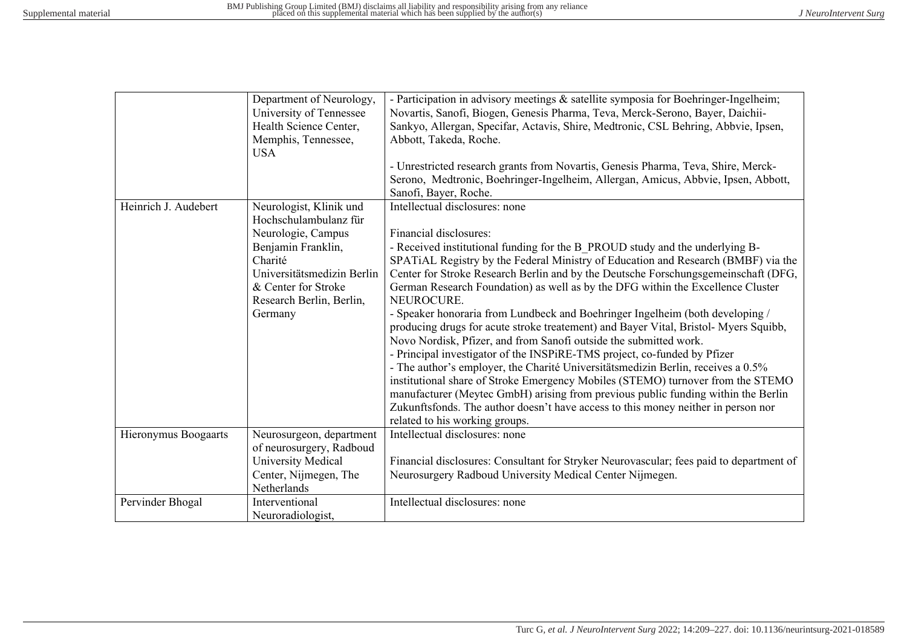| | | |
|---|---|---|
| | Department of Neurology, University of Tennessee Health Science Center, Memphis, Tennessee, USA | - Participation in advisory meetings & satellite symposia for Boehringer-Ingelheim; Novartis, Sanofi, Biogen, Genesis Pharma, Teva, Merck-Serono, Bayer, Daichii-Sankyo, Allergan, Specifar, Actavis, Shire, Medtronic, CSL Behring, Abbvie, Ipsen, Abbott, Takeda, Roche.<br><br>- Unrestricted research grants from Novartis, Genesis Pharma, Teva, Shire, Merck-Serono, Medtronic, Boehringer-Ingelheim, Allergan, Amicus, Abbvie, Ipsen, Abbott, Sanofi, Bayer, Roche. |
| Heinrich J. Audebert | Neurologist, Klinik und Hochschulambulanz für Neurologie, Campus Benjamin Franklin, Charité Universitätsmedizin Berlin & Center for Stroke Research Berlin, Berlin, Germany | Intellectual disclosures: none<br><br>Financial disclosures:<br>- Received institutional funding for the B_PROUD study and the underlying B-SPATiAL Registry by the Federal Ministry of Education and Research (BMBF) via the Center for Stroke Research Berlin and by the Deutsche Forschungsgemeinschaft (DFG, German Research Foundation) as well as by the DFG within the Excellence Cluster NEUROCURE.<br>- Speaker honoraria from Lundbeck and Boehringer Ingelheim (both developing / producing drugs for acute stroke treatement) and Bayer Vital, Bristol- Myers Squibb, Novo Nordisk, Pfizer, and from Sanofi outside the submitted work.<br>- Principal investigator of the INSPiRE-TMS project, co-funded by Pfizer<br>- The author's employer, the Charité Universitätsmedizin Berlin, receives a 0.5% institutional share of Stroke Emergency Mobiles (STEMO) turnover from the STEMO manufacturer (Meytec GmbH) arising from previous public funding within the Berlin Zukunftsfonds. The author doesn't have access to this money neither in person nor related to his working groups. |
| Hieronymus Boogaarts | Neurosurgeon, department of neurosurgery, Radboud University Medical Center, Nijmegen, The Netherlands | Intellectual disclosures: none<br><br>Financial disclosures: Consultant for Stryker Neurovascular; fees paid to department of Neurosurgery Radboud University Medical Center Nijmegen. |
| Pervinder Bhogal | Interventional Neuroradiologist, | Intellectual disclosures: none |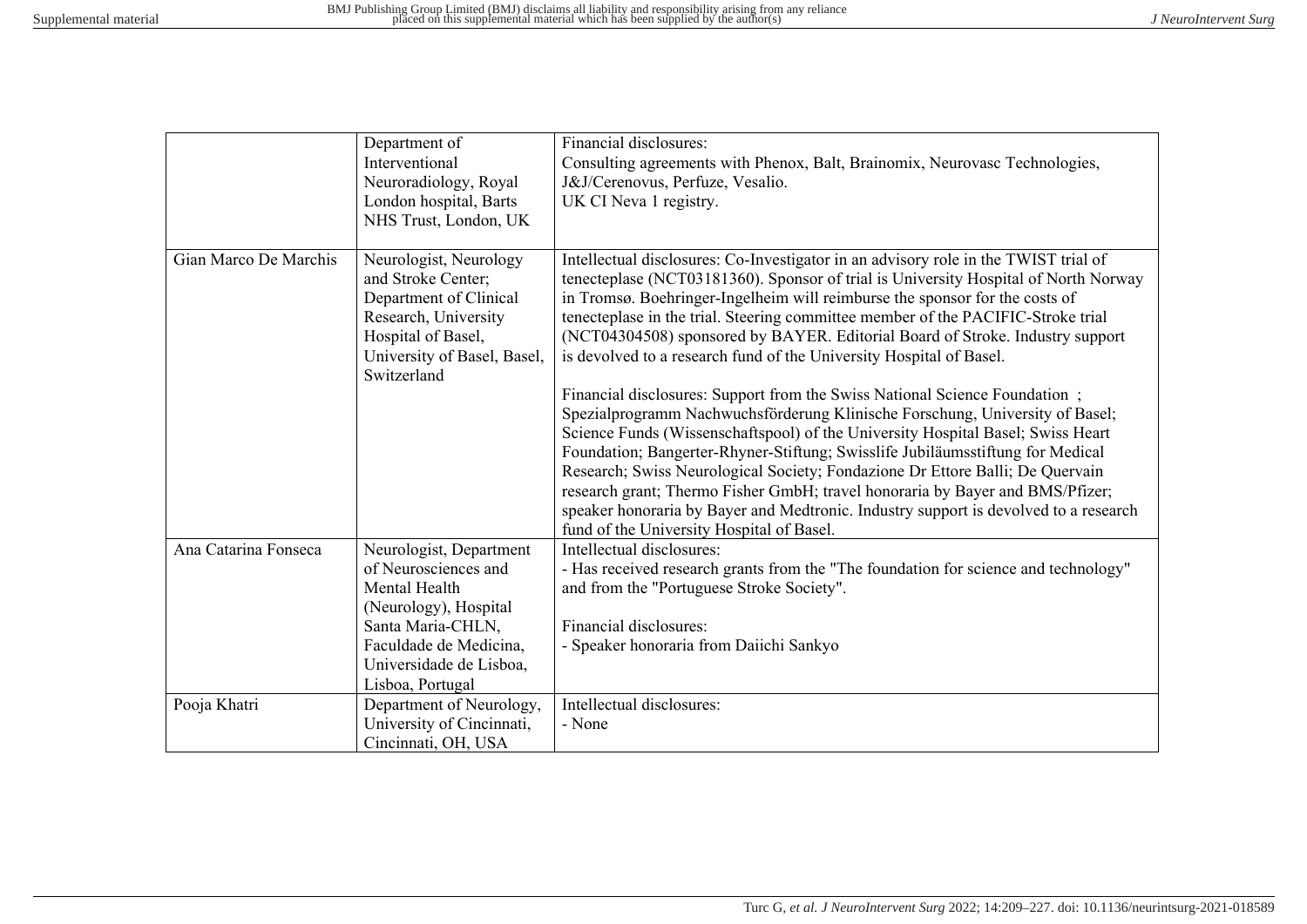| | | |
|---|---|---|
| | Department of Interventional Neuroradiology, Royal London hospital, Barts NHS Trust, London, UK | Financial disclosures:<br>Consulting agreements with Phenox, Balt, Brainomix, Neurovasc Technologies, J&J/Cerenovus, Perfuze, Vesalio.<br>UK CI Neva 1 registry. |
| Gian Marco De Marchis | Neurologist, Neurology and Stroke Center; Department of Clinical Research, University Hospital of Basel, University of Basel, Basel, Switzerland | Intellectual disclosures: Co-Investigator in an advisory role in the TWIST trial of tenecteplase (NCT03181360). Sponsor of trial is University Hospital of North Norway in Tromsø. Boehringer-Ingelheim will reimburse the sponsor for the costs of tenecteplase in the trial. Steering committee member of the PACIFIC-Stroke trial (NCT04304508) sponsored by BAYER. Editorial Board of Stroke. Industry support is devolved to a research fund of the University Hospital of Basel.<br><br>Financial disclosures: Support from the Swiss National Science Foundation ; Spezialprogramm Nachwuchsförderung Klinische Forschung, University of Basel; Science Funds (Wissenschaftspool) of the University Hospital Basel; Swiss Heart Foundation; Bangerter-Rhyner-Stiftung; Swisslife Jubiläumsstiftung for Medical Research; Swiss Neurological Society; Fondazione Dr Ettore Balli; De Quervain research grant; Thermo Fisher GmbH; travel honoraria by Bayer and BMS/Pfizer; speaker honoraria by Bayer and Medtronic. Industry support is devolved to a research fund of the University Hospital of Basel. |
| Ana Catarina Fonseca | Neurologist, Department of Neurosciences and Mental Health (Neurology), Hospital Santa Maria-CHLN, Faculdade de Medicina, Universidade de Lisboa, Lisboa, Portugal | Intellectual disclosures:<br>- Has received research grants from the "The foundation for science and technology" and from the "Portuguese Stroke Society".<br><br>Financial disclosures:<br>- Speaker honoraria from Daiichi Sankyo |
| Pooja Khatri | Department of Neurology, University of Cincinnati, Cincinnati, OH, USA | Intellectual disclosures:<br>- None |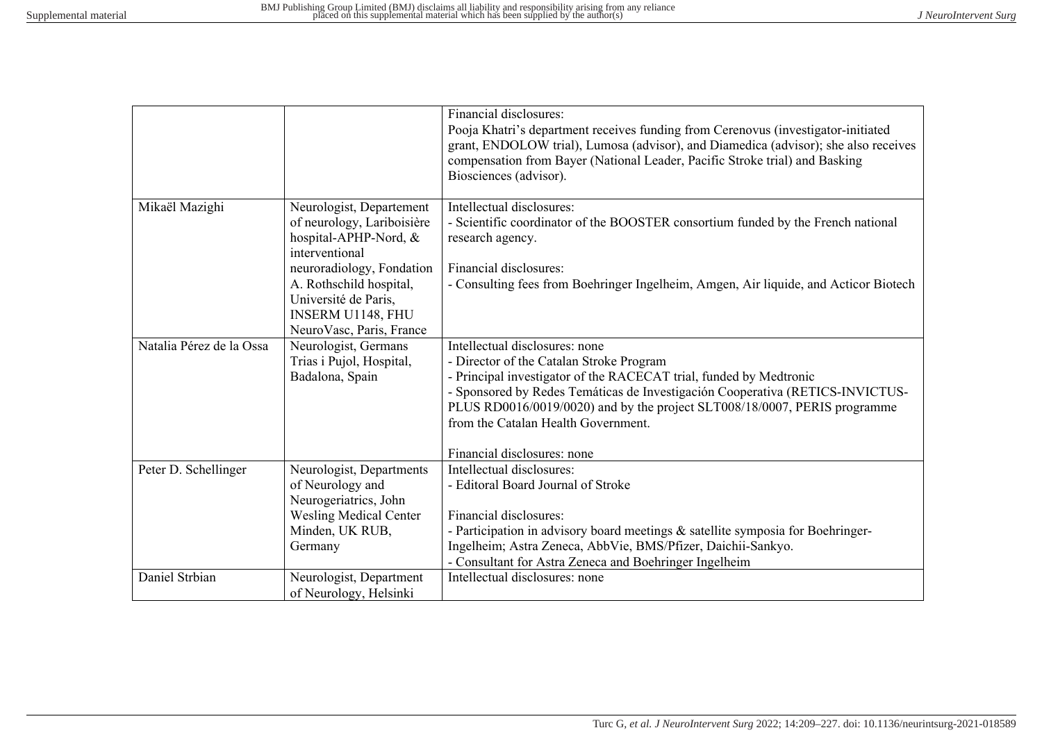| | | |
|---|---|---|
| | | Financial disclosures:<br>Pooja Khatri's department receives funding from Cerenovus (investigator-initiated grant, ENDOLOW trial), Lumosa (advisor), and Diamedica (advisor); she also receives compensation from Bayer (National Leader, Pacific Stroke trial) and Basking Biosciences (advisor). |
| Mikaël Mazighi | Neurologist, Departement of neurology, Lariboisière hospital-APHP-Nord, & interventional neuroradiology, Fondation A. Rothschild hospital, Université de Paris, INSERM U1148, FHU NeuroVasc, Paris, France | Intellectual disclosures:<br>- Scientific coordinator of the BOOSTER consortium funded by the French national research agency.<br><br>Financial disclosures:<br>- Consulting fees from Boehringer Ingelheim, Amgen, Air liquide, and Acticor Biotech |
| Natalia Pérez de la Ossa | Neurologist, Germans Trias i Pujol, Hospital, Badalona, Spain | Intellectual disclosures: none<br>- Director of the Catalan Stroke Program<br>- Principal investigator of the RACECAT trial, funded by Medtronic<br>- Sponsored by Redes Temáticas de Investigación Cooperativa (RETICS-INVICTUS-PLUS RD0016/0019/0020) and by the project SLT008/18/0007, PERIS programme from the Catalan Health Government.<br><br>Financial disclosures: none |
| Peter D. Schellinger | Neurologist, Departments of Neurology and Neurogeriatrics, John Wesling Medical Center Minden, UK RUB, Germany | Intellectual disclosures:<br>- Editoral Board Journal of Stroke<br><br>Financial disclosures:<br>- Participation in advisory board meetings & satellite symposia for Boehringer-Ingelheim; Astra Zeneca, AbbVie, BMS/Pfizer, Daichii-Sankyo.<br>- Consultant for Astra Zeneca and Boehringer Ingelheim |
| Daniel Strbian | Neurologist, Department of Neurology, Helsinki | Intellectual disclosures: none |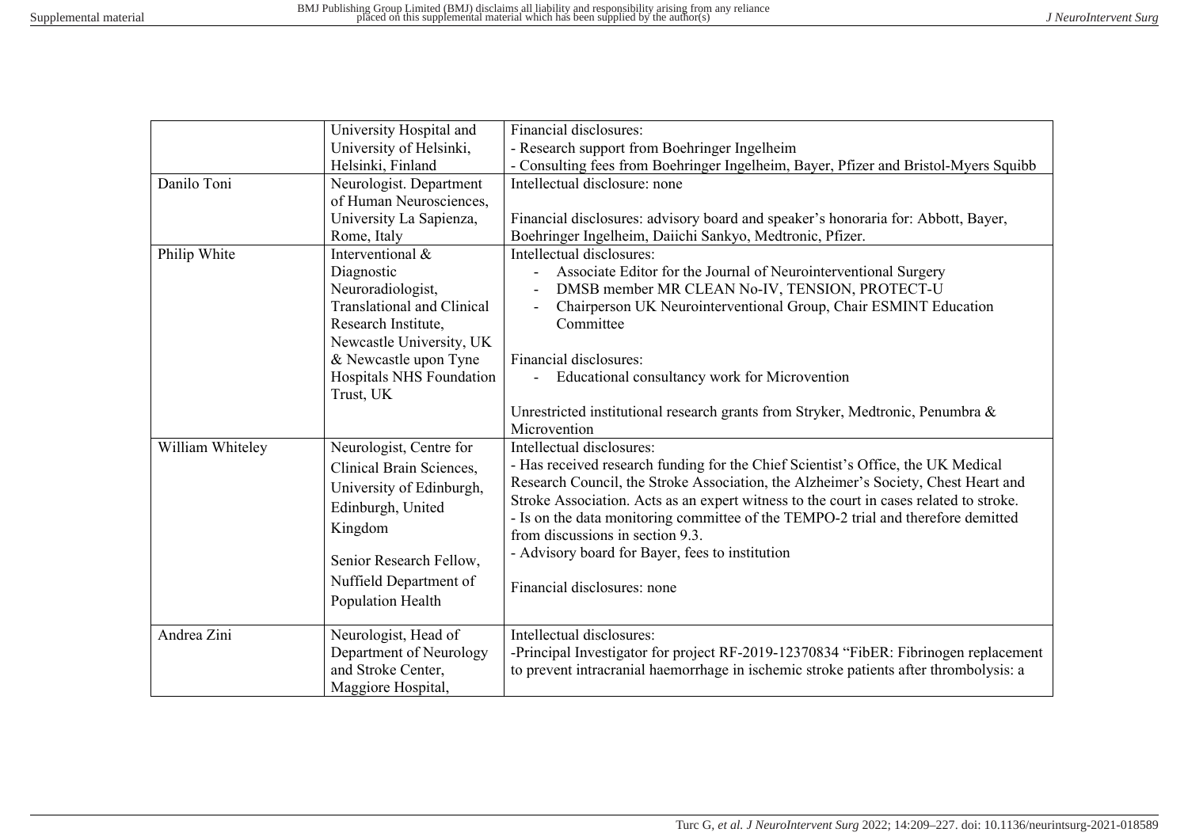|  |  |  |
|---|---|---|
|  | University Hospital and University of Helsinki, Helsinki, Finland | Financial disclosures:<br>- Research support from Boehringer Ingelheim<br>- Consulting fees from Boehringer Ingelheim, Bayer, Pfizer and Bristol-Myers Squibb |
| Danilo Toni | Neurologist. Department of Human Neurosciences, University La Sapienza, Rome, Italy | Intellectual disclosure: none<br><br>Financial disclosures: advisory board and speaker's honoraria for: Abbott, Bayer, Boehringer Ingelheim, Daiichi Sankyo, Medtronic, Pfizer. |
| Philip White | Interventional & Diagnostic Neuroradiologist, Translational and Clinical Research Institute, Newcastle University, UK & Newcastle upon Tyne Hospitals NHS Foundation Trust, UK | Intellectual disclosures:<br>- Associate Editor for the Journal of Neurointerventional Surgery<br>- DMSB member MR CLEAN No-IV, TENSION, PROTECT-U<br>- Chairperson UK Neurointerventional Group, Chair ESMINT Education Committee<br><br>Financial disclosures:<br>- Educational consultancy work for Microvention<br><br>Unrestricted institutional research grants from Stryker, Medtronic, Penumbra & Microvention |
| William Whiteley | Neurologist, Centre for Clinical Brain Sciences, University of Edinburgh, Edinburgh, United Kingdom<br><br>Senior Research Fellow, Nuffield Department of Population Health | Intellectual disclosures:<br>- Has received research funding for the Chief Scientist's Office, the UK Medical Research Council, the Stroke Association, the Alzheimer's Society, Chest Heart and Stroke Association. Acts as an expert witness to the court in cases related to stroke.<br>- Is on the data monitoring committee of the TEMPO-2 trial and therefore demitted from discussions in section 9.3.<br>- Advisory board for Bayer, fees to institution<br><br>Financial disclosures: none |
| Andrea Zini | Neurologist, Head of Department of Neurology and Stroke Center, Maggiore Hospital, | Intellectual disclosures:<br>-Principal Investigator for project RF-2019-12370834 "FibER: Fibrinogen replacement to prevent intracranial haemorrhage in ischemic stroke patients after thrombolysis: a |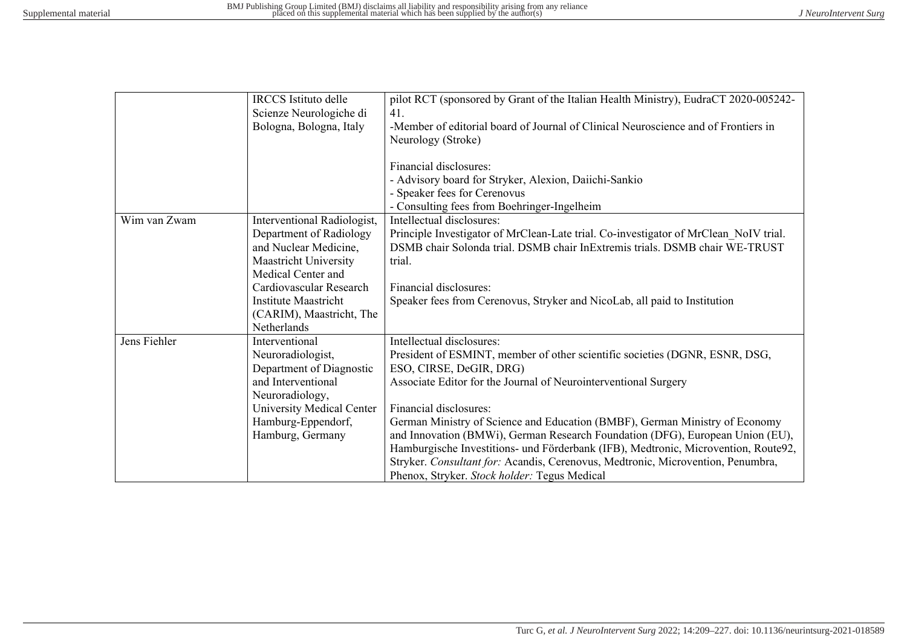| | | |
|---|---|---|
| | IRCCS Istituto delle Scienze Neurologiche di Bologna, Bologna, Italy | pilot RCT (sponsored by Grant of the Italian Health Ministry), EudraCT 2020-005242-41.<br>-Member of editorial board of Journal of Clinical Neuroscience and of Frontiers in Neurology (Stroke)<br><br>Financial disclosures:<br>- Advisory board for Stryker, Alexion, Daiichi-Sankio<br>- Speaker fees for Cerenovus<br>- Consulting fees from Boehringer-Ingelheim |
| Wim van Zwam | Interventional Radiologist, Department of Radiology and Nuclear Medicine, Maastricht University Medical Center and Cardiovascular Research Institute Maastricht (CARIM), Maastricht, The Netherlands | Intellectual disclosures:<br>Principle Investigator of MrClean-Late trial. Co-investigator of MrClean_NoIV trial. DSMB chair Solonda trial. DSMB chair InExtremis trials. DSMB chair WE-TRUST trial.<br><br>Financial disclosures:<br>Speaker fees from Cerenovus, Stryker and NicoLab, all paid to Institution |
| Jens Fiehler | Interventional Neuroradiologist, Department of Diagnostic and Interventional Neuroradiology, University Medical Center Hamburg-Eppendorf, Hamburg, Germany | Intellectual disclosures:<br>President of ESMINT, member of other scientific societies (DGNR, ESNR, DSG, ESO, CIRSE, DeGIR, DRG)<br>Associate Editor for the Journal of Neurointerventional Surgery<br><br>Financial disclosures:<br>German Ministry of Science and Education (BMBF), German Ministry of Economy and Innovation (BMWi), German Research Foundation (DFG), European Union (EU), Hamburgische Investitions- und Förderbank (IFB), Medtronic, Microvention, Route92, Stryker. *Consultant for:* Acandis, Cerenovus, Medtronic, Microvention, Penumbra, Phenox, Stryker. *Stock holder:* Tegus Medical |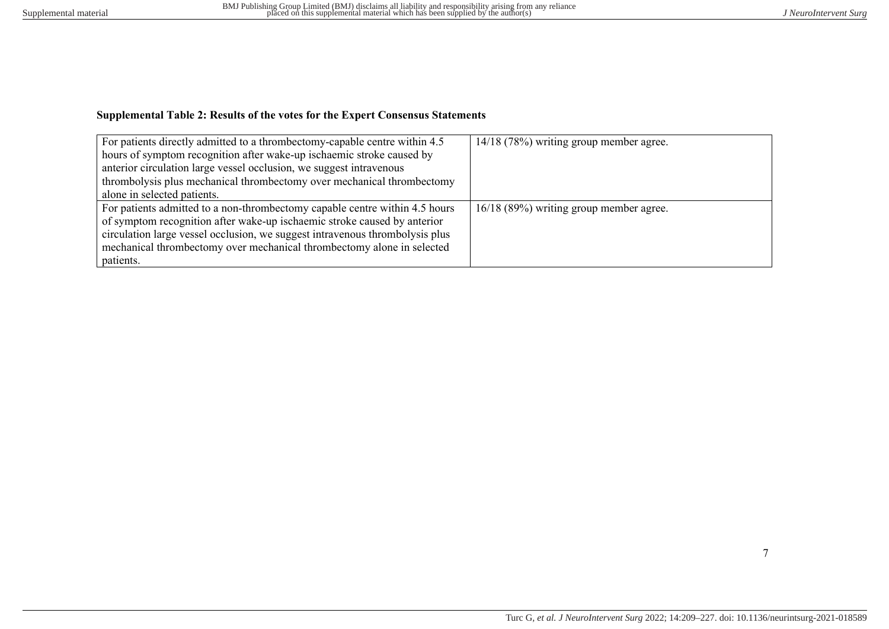**Supplemental Table 2: Results of the votes for the Expert Consensus Statements**

| | |
|---|---|
| For patients directly admitted to a thrombectomy-capable centre within 4.5 hours of symptom recognition after wake-up ischaemic stroke caused by anterior circulation large vessel occlusion, we suggest intravenous thrombolysis plus mechanical thrombectomy over mechanical thrombectomy alone in selected patients. | 14/18 (78%) writing group member agree. |
| For patients admitted to a non-thrombectomy capable centre within 4.5 hours of symptom recognition after wake-up ischaemic stroke caused by anterior circulation large vessel occlusion, we suggest intravenous thrombolysis plus mechanical thrombectomy over mechanical thrombectomy alone in selected patients. | 16/18 (89%) writing group member agree. |